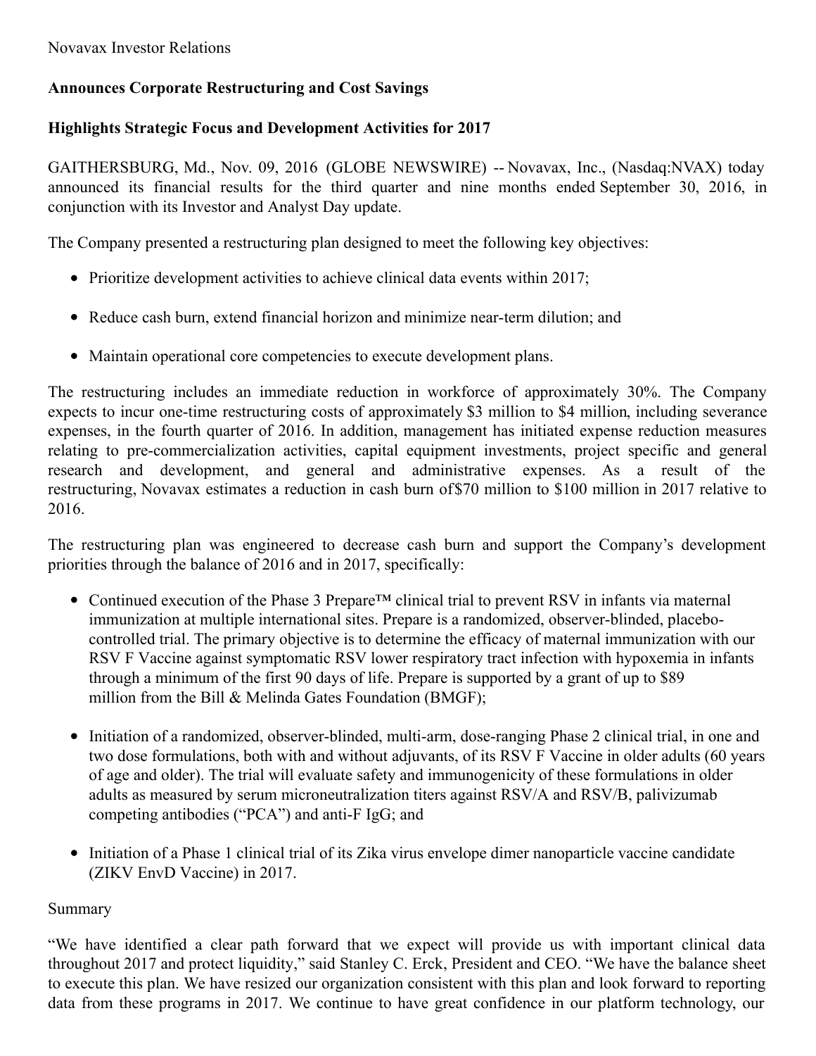Novavax Investor Relations

**Announces Corporate Restructuring and Cost Savings**

**Highlights Strategic Focus and Development Activities for 2017**

GAITHERSBURG, Md., Nov. 09, 2016 (GLOBE NEWSWIRE) -- Novavax, Inc., (Nasdaq:NVAX) today announced its financial results for the third quarter and nine months ended September 30, 2016, in conjunction with its Investor and Analyst Day update.

The Company presented a restructuring plan designed to meet the following key objectives:

- Prioritize development activities to achieve clinical data events within 2017;
- Reduce cash burn, extend financial horizon and minimize near-term dilution; and
- Maintain operational core competencies to execute development plans.

The restructuring includes an immediate reduction in workforce of approximately 30%. The Company expects to incur one-time restructuring costs of approximately $3 million to $4 million, including severance expenses, in the fourth quarter of 2016. In addition, management has initiated expense reduction measures relating to pre-commercialization activities, capital equipment investments, project specific and general research and development, and general and administrative expenses. As a result of the restructuring, Novavax estimates a reduction in cash burn of $70 million to $100 million in 2017 relative to 2016.

The restructuring plan was engineered to decrease cash burn and support the Company's development priorities through the balance of 2016 and in 2017, specifically:

- Continued execution of the Phase 3 Prepare™ clinical trial to prevent RSV in infants via maternal immunization at multiple international sites. Prepare is a randomized, observer-blinded, placebo-controlled trial. The primary objective is to determine the efficacy of maternal immunization with our RSV F Vaccine against symptomatic RSV lower respiratory tract infection with hypoxemia in infants through a minimum of the first 90 days of life. Prepare is supported by a grant of up to $89 million from the Bill & Melinda Gates Foundation (BMGF);
- Initiation of a randomized, observer-blinded, multi-arm, dose-ranging Phase 2 clinical trial, in one and two dose formulations, both with and without adjuvants, of its RSV F Vaccine in older adults (60 years of age and older). The trial will evaluate safety and immunogenicity of these formulations in older adults as measured by serum microneutralization titers against RSV/A and RSV/B, palivizumab competing antibodies ("PCA") and anti-F IgG; and
- Initiation of a Phase 1 clinical trial of its Zika virus envelope dimer nanoparticle vaccine candidate (ZIKV EnvD Vaccine) in 2017.

Summary

"We have identified a clear path forward that we expect will provide us with important clinical data throughout 2017 and protect liquidity," said Stanley C. Erck, President and CEO. "We have the balance sheet to execute this plan. We have resized our organization consistent with this plan and look forward to reporting data from these programs in 2017. We continue to have great confidence in our platform technology, our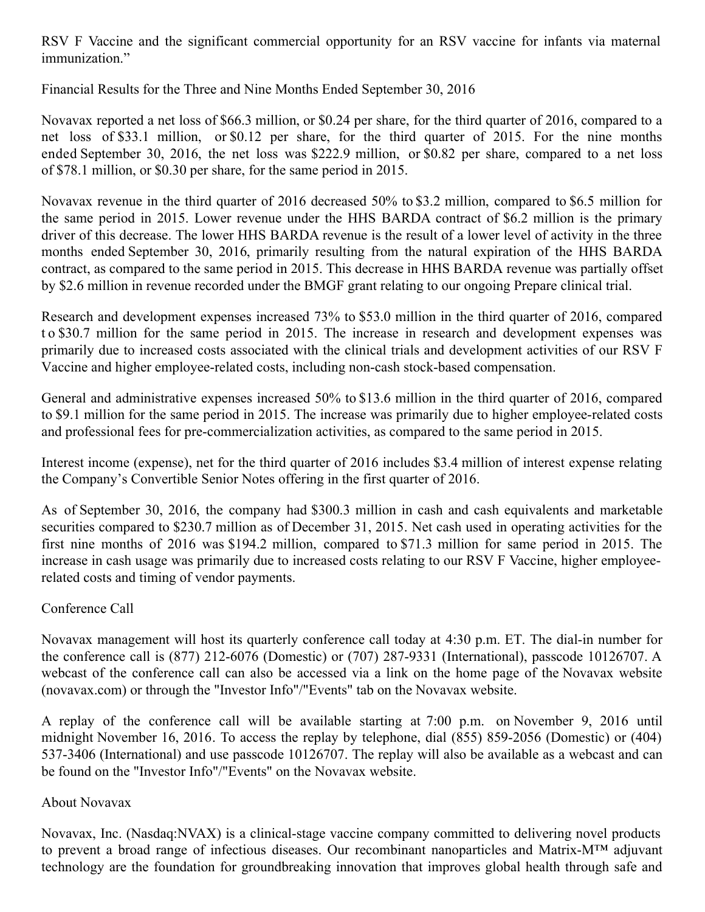RSV F Vaccine and the significant commercial opportunity for an RSV vaccine for infants via maternal immunization."

Financial Results for the Three and Nine Months Ended September 30, 2016

Novavax reported a net loss of $66.3 million, or $0.24 per share, for the third quarter of 2016, compared to a net loss of $33.1 million, or $0.12 per share, for the third quarter of 2015. For the nine months ended September 30, 2016, the net loss was $222.9 million, or $0.82 per share, compared to a net loss of $78.1 million, or $0.30 per share, for the same period in 2015.

Novavax revenue in the third quarter of 2016 decreased 50% to $3.2 million, compared to $6.5 million for the same period in 2015. Lower revenue under the HHS BARDA contract of $6.2 million is the primary driver of this decrease. The lower HHS BARDA revenue is the result of a lower level of activity in the three months ended September 30, 2016, primarily resulting from the natural expiration of the HHS BARDA contract, as compared to the same period in 2015. This decrease in HHS BARDA revenue was partially offset by $2.6 million in revenue recorded under the BMGF grant relating to our ongoing Prepare clinical trial.

Research and development expenses increased 73% to $53.0 million in the third quarter of 2016, compared to $30.7 million for the same period in 2015. The increase in research and development expenses was primarily due to increased costs associated with the clinical trials and development activities of our RSV F Vaccine and higher employee-related costs, including non-cash stock-based compensation.

General and administrative expenses increased 50% to $13.6 million in the third quarter of 2016, compared to $9.1 million for the same period in 2015. The increase was primarily due to higher employee-related costs and professional fees for pre-commercialization activities, as compared to the same period in 2015.

Interest income (expense), net for the third quarter of 2016 includes $3.4 million of interest expense relating the Company's Convertible Senior Notes offering in the first quarter of 2016.

As of September 30, 2016, the company had $300.3 million in cash and cash equivalents and marketable securities compared to $230.7 million as of December 31, 2015. Net cash used in operating activities for the first nine months of 2016 was $194.2 million, compared to $71.3 million for same period in 2015. The increase in cash usage was primarily due to increased costs relating to our RSV F Vaccine, higher employee-related costs and timing of vendor payments.

Conference Call

Novavax management will host its quarterly conference call today at 4:30 p.m. ET. The dial-in number for the conference call is (877) 212-6076 (Domestic) or (707) 287-9331 (International), passcode 10126707. A webcast of the conference call can also be accessed via a link on the home page of the Novavax website (novavax.com) or through the "Investor Info"/"Events" tab on the Novavax website.

A replay of the conference call will be available starting at 7:00 p.m. on November 9, 2016 until midnight November 16, 2016. To access the replay by telephone, dial (855) 859-2056 (Domestic) or (404) 537-3406 (International) and use passcode 10126707. The replay will also be available as a webcast and can be found on the "Investor Info"/"Events" on the Novavax website.

About Novavax

Novavax, Inc. (Nasdaq:NVAX) is a clinical-stage vaccine company committed to delivering novel products to prevent a broad range of infectious diseases. Our recombinant nanoparticles and Matrix-M™ adjuvant technology are the foundation for groundbreaking innovation that improves global health through safe and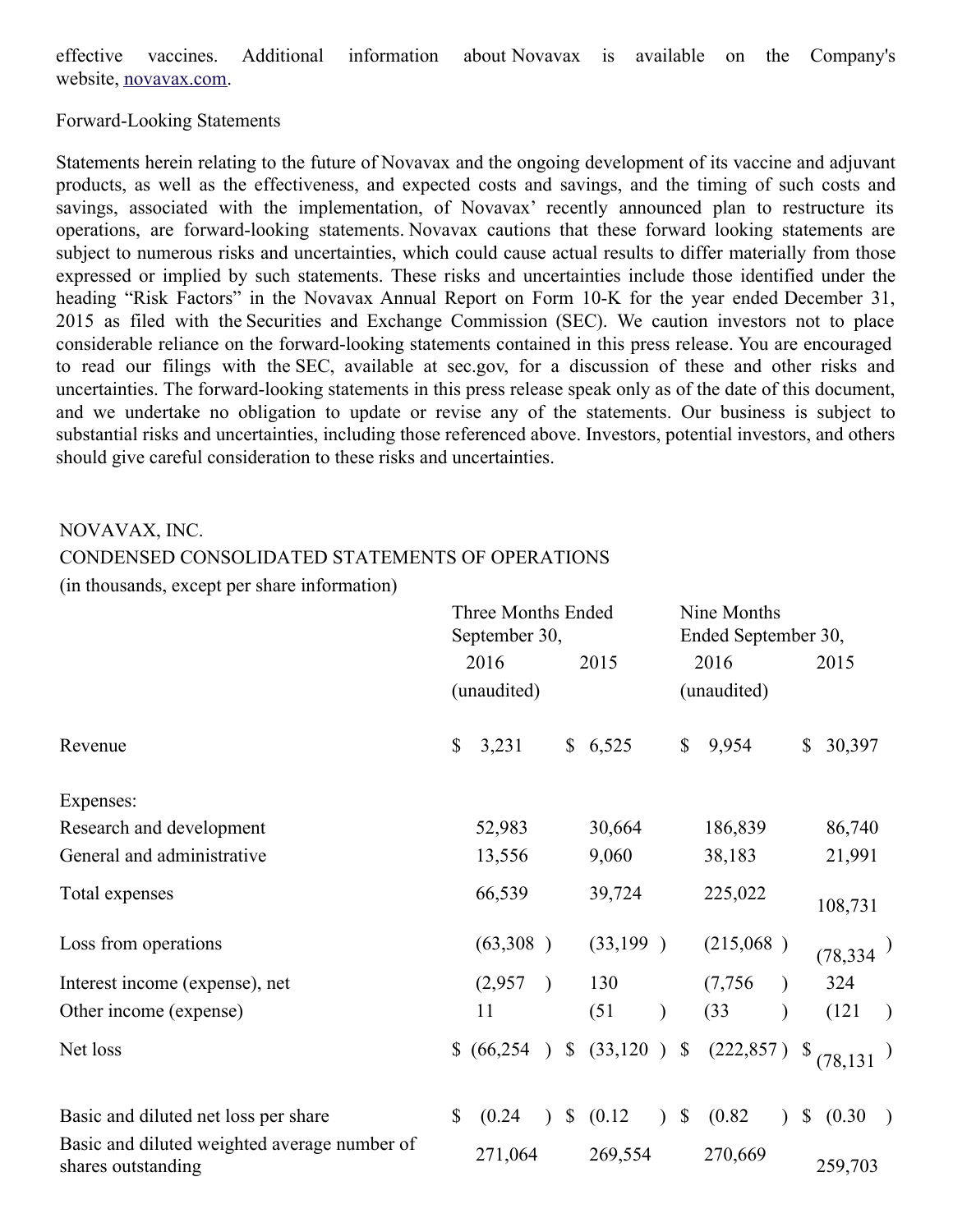effective vaccines. Additional information about Novavax is available on the Company's website, novavax.com.

Forward-Looking Statements

Statements herein relating to the future of Novavax and the ongoing development of its vaccine and adjuvant products, as well as the effectiveness, and expected costs and savings, and the timing of such costs and savings, associated with the implementation, of Novavax' recently announced plan to restructure its operations, are forward-looking statements. Novavax cautions that these forward looking statements are subject to numerous risks and uncertainties, which could cause actual results to differ materially from those expressed or implied by such statements. These risks and uncertainties include those identified under the heading "Risk Factors" in the Novavax Annual Report on Form 10-K for the year ended December 31, 2015 as filed with the Securities and Exchange Commission (SEC). We caution investors not to place considerable reliance on the forward-looking statements contained in this press release. You are encouraged to read our filings with the SEC, available at sec.gov, for a discussion of these and other risks and uncertainties. The forward-looking statements in this press release speak only as of the date of this document, and we undertake no obligation to update or revise any of the statements. Our business is subject to substantial risks and uncertainties, including those referenced above. Investors, potential investors, and others should give careful consideration to these risks and uncertainties.

NOVAVAX, INC.
CONDENSED CONSOLIDATED STATEMENTS OF OPERATIONS
(in thousands, except per share information)

| | Three Months Ended September 30, | | Nine Months Ended September 30, | |
|---|---|---|---|---|
| | 2016 | 2015 | 2016 | 2015 |
| | (unaudited) | | (unaudited) | |
| Revenue | $ 3,231 | $ 6,525 | $ 9,954 | $ 30,397 |
| Expenses: | | | | |
| Research and development | 52,983 | 30,664 | 186,839 | 86,740 |
| General and administrative | 13,556 | 9,060 | 38,183 | 21,991 |
| Total expenses | 66,539 | 39,724 | 225,022 | 108,731 |
| Loss from operations | (63,308 ) | (33,199 ) | (215,068 ) | (78,334 ) |
| Interest income (expense), net | (2,957 ) | 130 | (7,756 ) | 324 |
| Other income (expense) | 11 | (51 ) | (33 ) | (121 ) |
| Net loss | $ (66,254 ) | $ (33,120 ) | $ (222,857 ) | $ (78,131 ) |
| Basic and diluted net loss per share | $ (0.24 ) | $ (0.12 ) | $ (0.82 ) | $ (0.30 ) |
| Basic and diluted weighted average number of shares outstanding | 271,064 | 269,554 | 270,669 | 259,703 |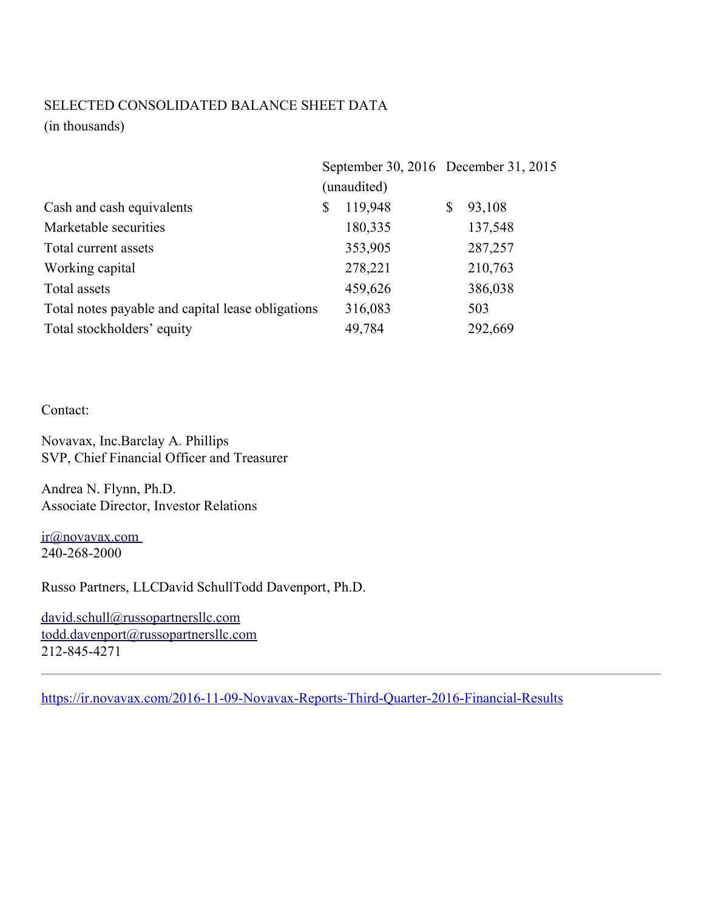SELECTED CONSOLIDATED BALANCE SHEET DATA
(in thousands)

| | September 30, 2016 (unaudited) | December 31, 2015 |
|---|---|---|
| Cash and cash equivalents | $ 119,948 | $ 93,108 |
| Marketable securities | 180,335 | 137,548 |
| Total current assets | 353,905 | 287,257 |
| Working capital | 278,221 | 210,763 |
| Total assets | 459,626 | 386,038 |
| Total notes payable and capital lease obligations | 316,083 | 503 |
| Total stockholders' equity | 49,784 | 292,669 |

Contact:

Novavax, Inc.Barclay A. Phillips
SVP, Chief Financial Officer and Treasurer

Andrea N. Flynn, Ph.D.
Associate Director, Investor Relations

ir@novavax.com
240-268-2000

Russo Partners, LLCDavid SchullTodd Davenport, Ph.D.

david.schull@russopartnersllc.com
todd.davenport@russopartnersllc.com
212-845-4271

---

https://ir.novavax.com/2016-11-09-Novavax-Reports-Third-Quarter-2016-Financial-Results